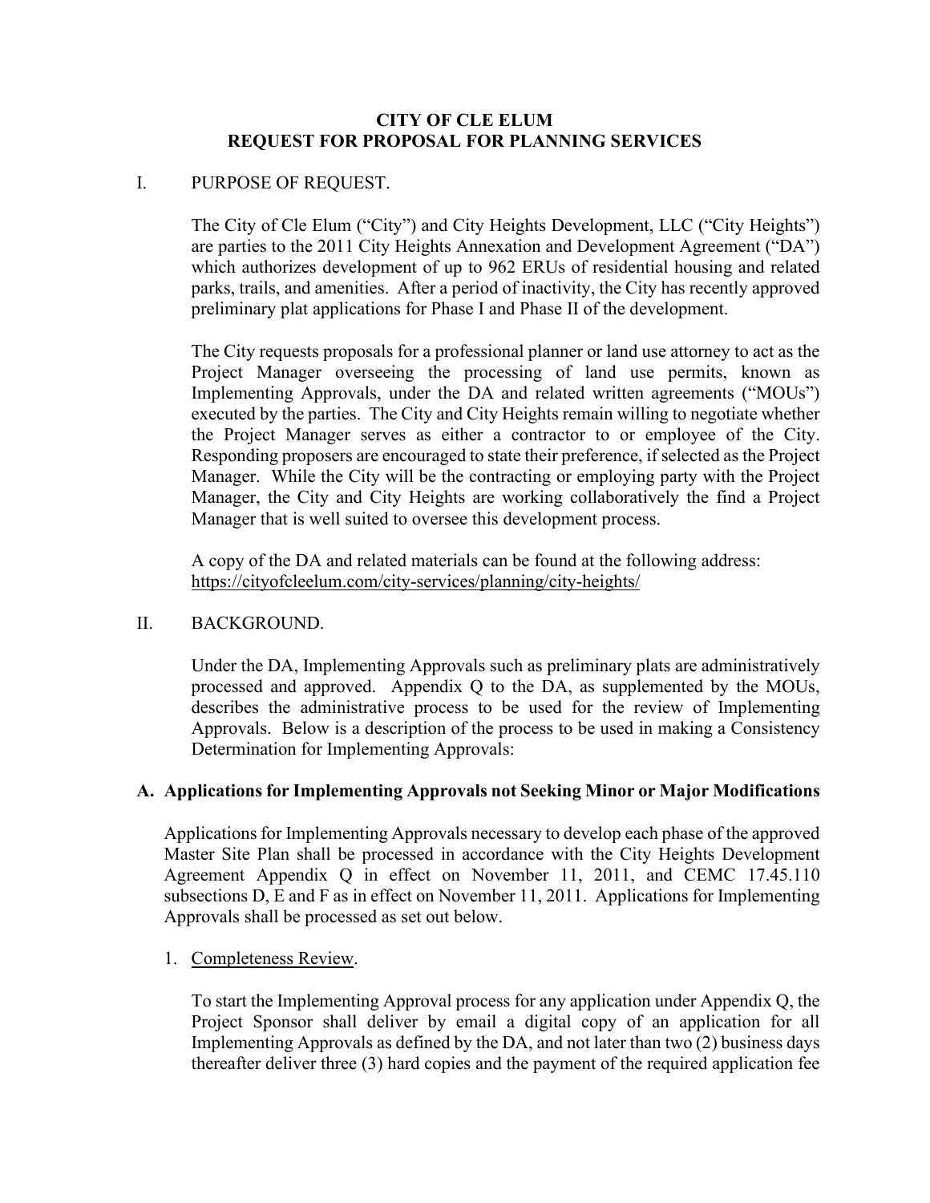# CITY OF CLE ELUM
# REQUEST FOR PROPOSAL FOR PLANNING SERVICES

## I. PURPOSE OF REQUEST.

The City of Cle Elum ("City") and City Heights Development, LLC ("City Heights") are parties to the 2011 City Heights Annexation and Development Agreement ("DA") which authorizes development of up to 962 ERUs of residential housing and related parks, trails, and amenities. After a period of inactivity, the City has recently approved preliminary plat applications for Phase I and Phase II of the development.

The City requests proposals for a professional planner or land use attorney to act as the Project Manager overseeing the processing of land use permits, known as Implementing Approvals, under the DA and related written agreements ("MOUs") executed by the parties. The City and City Heights remain willing to negotiate whether the Project Manager serves as either a contractor to or employee of the City. Responding proposers are encouraged to state their preference, if selected as the Project Manager. While the City will be the contracting or employing party with the Project Manager, the City and City Heights are working collaboratively the find a Project Manager that is well suited to oversee this development process.

A copy of the DA and related materials can be found at the following address:
https://cityofcleelum.com/city-services/planning/city-heights/

## II. BACKGROUND.

Under the DA, Implementing Approvals such as preliminary plats are administratively processed and approved. Appendix Q to the DA, as supplemented by the MOUs, describes the administrative process to be used for the review of Implementing Approvals. Below is a description of the process to be used in making a Consistency Determination for Implementing Approvals:

### A. Applications for Implementing Approvals not Seeking Minor or Major Modifications

Applications for Implementing Approvals necessary to develop each phase of the approved Master Site Plan shall be processed in accordance with the City Heights Development Agreement Appendix Q in effect on November 11, 2011, and CEMC 17.45.110 subsections D, E and F as in effect on November 11, 2011. Applications for Implementing Approvals shall be processed as set out below.

1. Completeness Review.

   To start the Implementing Approval process for any application under Appendix Q, the Project Sponsor shall deliver by email a digital copy of an application for all Implementing Approvals as defined by the DA, and not later than two (2) business days thereafter deliver three (3) hard copies and the payment of the required application fee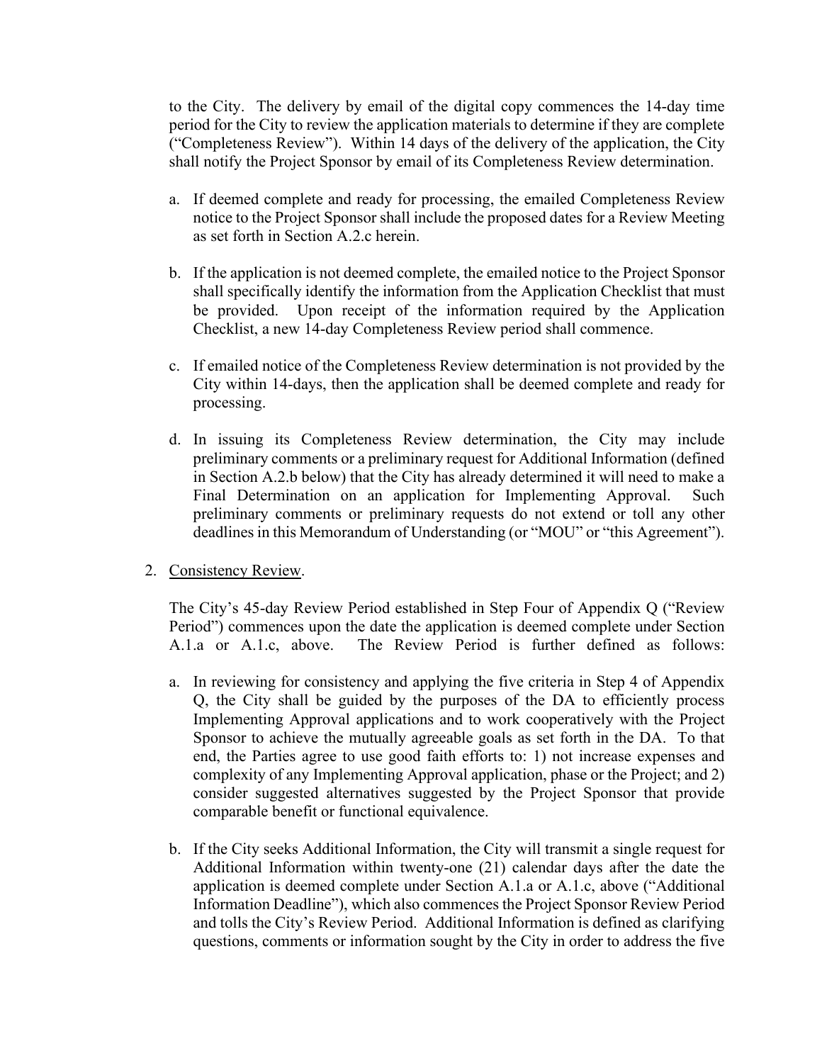to the City. The delivery by email of the digital copy commences the 14-day time period for the City to review the application materials to determine if they are complete ("Completeness Review"). Within 14 days of the delivery of the application, the City shall notify the Project Sponsor by email of its Completeness Review determination.

a. If deemed complete and ready for processing, the emailed Completeness Review notice to the Project Sponsor shall include the proposed dates for a Review Meeting as set forth in Section A.2.c herein.

b. If the application is not deemed complete, the emailed notice to the Project Sponsor shall specifically identify the information from the Application Checklist that must be provided. Upon receipt of the information required by the Application Checklist, a new 14-day Completeness Review period shall commence.

c. If emailed notice of the Completeness Review determination is not provided by the City within 14-days, then the application shall be deemed complete and ready for processing.

d. In issuing its Completeness Review determination, the City may include preliminary comments or a preliminary request for Additional Information (defined in Section A.2.b below) that the City has already determined it will need to make a Final Determination on an application for Implementing Approval. Such preliminary comments or preliminary requests do not extend or toll any other deadlines in this Memorandum of Understanding (or "MOU" or "this Agreement").

2. Consistency Review.

The City's 45-day Review Period established in Step Four of Appendix Q ("Review Period") commences upon the date the application is deemed complete under Section A.1.a or A.1.c, above. The Review Period is further defined as follows:

a. In reviewing for consistency and applying the five criteria in Step 4 of Appendix Q, the City shall be guided by the purposes of the DA to efficiently process Implementing Approval applications and to work cooperatively with the Project Sponsor to achieve the mutually agreeable goals as set forth in the DA. To that end, the Parties agree to use good faith efforts to: 1) not increase expenses and complexity of any Implementing Approval application, phase or the Project; and 2) consider suggested alternatives suggested by the Project Sponsor that provide comparable benefit or functional equivalence.

b. If the City seeks Additional Information, the City will transmit a single request for Additional Information within twenty-one (21) calendar days after the date the application is deemed complete under Section A.1.a or A.1.c, above ("Additional Information Deadline"), which also commences the Project Sponsor Review Period and tolls the City's Review Period. Additional Information is defined as clarifying questions, comments or information sought by the City in order to address the five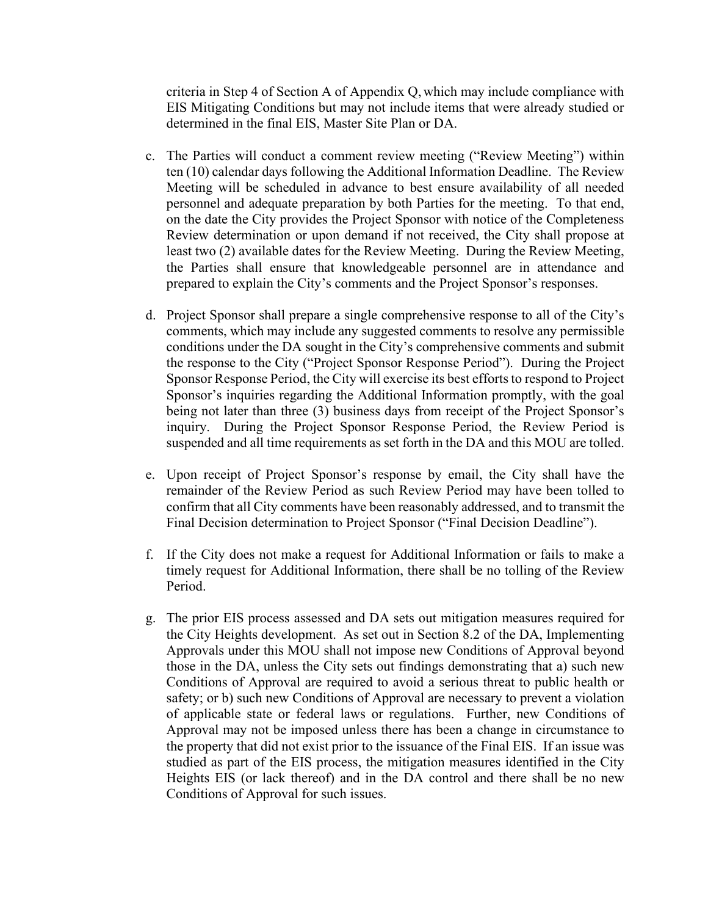criteria in Step 4 of Section A of Appendix Q, which may include compliance with EIS Mitigating Conditions but may not include items that were already studied or determined in the final EIS, Master Site Plan or DA.

c. The Parties will conduct a comment review meeting ("Review Meeting") within ten (10) calendar days following the Additional Information Deadline. The Review Meeting will be scheduled in advance to best ensure availability of all needed personnel and adequate preparation by both Parties for the meeting. To that end, on the date the City provides the Project Sponsor with notice of the Completeness Review determination or upon demand if not received, the City shall propose at least two (2) available dates for the Review Meeting. During the Review Meeting, the Parties shall ensure that knowledgeable personnel are in attendance and prepared to explain the City's comments and the Project Sponsor's responses.

d. Project Sponsor shall prepare a single comprehensive response to all of the City's comments, which may include any suggested comments to resolve any permissible conditions under the DA sought in the City's comprehensive comments and submit the response to the City ("Project Sponsor Response Period"). During the Project Sponsor Response Period, the City will exercise its best efforts to respond to Project Sponsor's inquiries regarding the Additional Information promptly, with the goal being not later than three (3) business days from receipt of the Project Sponsor's inquiry. During the Project Sponsor Response Period, the Review Period is suspended and all time requirements as set forth in the DA and this MOU are tolled.

e. Upon receipt of Project Sponsor's response by email, the City shall have the remainder of the Review Period as such Review Period may have been tolled to confirm that all City comments have been reasonably addressed, and to transmit the Final Decision determination to Project Sponsor ("Final Decision Deadline").

f. If the City does not make a request for Additional Information or fails to make a timely request for Additional Information, there shall be no tolling of the Review Period.

g. The prior EIS process assessed and DA sets out mitigation measures required for the City Heights development. As set out in Section 8.2 of the DA, Implementing Approvals under this MOU shall not impose new Conditions of Approval beyond those in the DA, unless the City sets out findings demonstrating that a) such new Conditions of Approval are required to avoid a serious threat to public health or safety; or b) such new Conditions of Approval are necessary to prevent a violation of applicable state or federal laws or regulations. Further, new Conditions of Approval may not be imposed unless there has been a change in circumstance to the property that did not exist prior to the issuance of the Final EIS. If an issue was studied as part of the EIS process, the mitigation measures identified in the City Heights EIS (or lack thereof) and in the DA control and there shall be no new Conditions of Approval for such issues.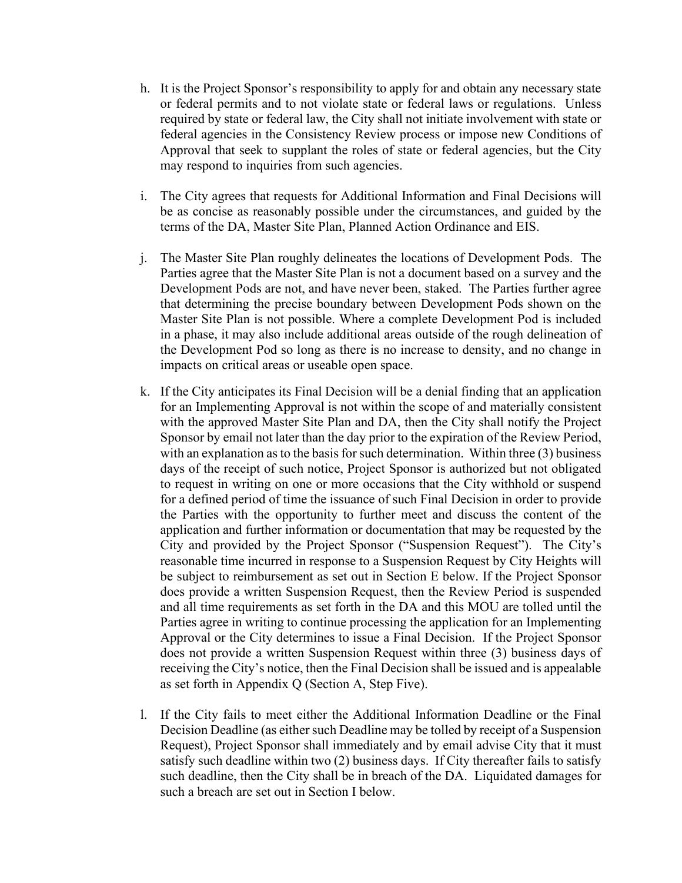h. It is the Project Sponsor's responsibility to apply for and obtain any necessary state or federal permits and to not violate state or federal laws or regulations. Unless required by state or federal law, the City shall not initiate involvement with state or federal agencies in the Consistency Review process or impose new Conditions of Approval that seek to supplant the roles of state or federal agencies, but the City may respond to inquiries from such agencies.

i. The City agrees that requests for Additional Information and Final Decisions will be as concise as reasonably possible under the circumstances, and guided by the terms of the DA, Master Site Plan, Planned Action Ordinance and EIS.

j. The Master Site Plan roughly delineates the locations of Development Pods. The Parties agree that the Master Site Plan is not a document based on a survey and the Development Pods are not, and have never been, staked. The Parties further agree that determining the precise boundary between Development Pods shown on the Master Site Plan is not possible. Where a complete Development Pod is included in a phase, it may also include additional areas outside of the rough delineation of the Development Pod so long as there is no increase to density, and no change in impacts on critical areas or useable open space.

k. If the City anticipates its Final Decision will be a denial finding that an application for an Implementing Approval is not within the scope of and materially consistent with the approved Master Site Plan and DA, then the City shall notify the Project Sponsor by email not later than the day prior to the expiration of the Review Period, with an explanation as to the basis for such determination. Within three (3) business days of the receipt of such notice, Project Sponsor is authorized but not obligated to request in writing on one or more occasions that the City withhold or suspend for a defined period of time the issuance of such Final Decision in order to provide the Parties with the opportunity to further meet and discuss the content of the application and further information or documentation that may be requested by the City and provided by the Project Sponsor ("Suspension Request"). The City's reasonable time incurred in response to a Suspension Request by City Heights will be subject to reimbursement as set out in Section E below. If the Project Sponsor does provide a written Suspension Request, then the Review Period is suspended and all time requirements as set forth in the DA and this MOU are tolled until the Parties agree in writing to continue processing the application for an Implementing Approval or the City determines to issue a Final Decision. If the Project Sponsor does not provide a written Suspension Request within three (3) business days of receiving the City's notice, then the Final Decision shall be issued and is appealable as set forth in Appendix Q (Section A, Step Five).

l. If the City fails to meet either the Additional Information Deadline or the Final Decision Deadline (as either such Deadline may be tolled by receipt of a Suspension Request), Project Sponsor shall immediately and by email advise City that it must satisfy such deadline within two (2) business days. If City thereafter fails to satisfy such deadline, then the City shall be in breach of the DA. Liquidated damages for such a breach are set out in Section I below.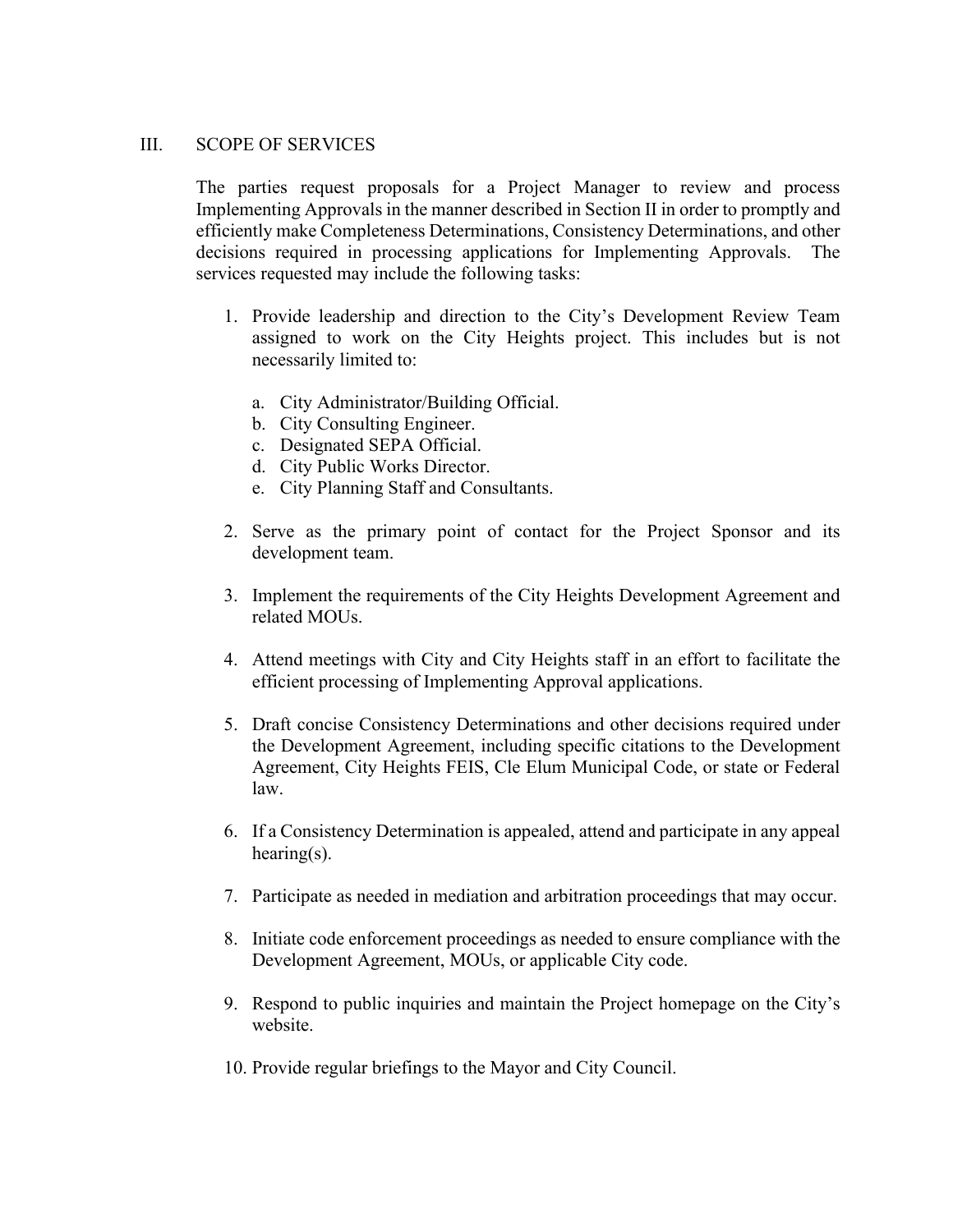## III. SCOPE OF SERVICES

The parties request proposals for a Project Manager to review and process Implementing Approvals in the manner described in Section II in order to promptly and efficiently make Completeness Determinations, Consistency Determinations, and other decisions required in processing applications for Implementing Approvals. The services requested may include the following tasks:

1. Provide leadership and direction to the City's Development Review Team assigned to work on the City Heights project. This includes but is not necessarily limited to:

   a. City Administrator/Building Official.
   b. City Consulting Engineer.
   c. Designated SEPA Official.
   d. City Public Works Director.
   e. City Planning Staff and Consultants.

2. Serve as the primary point of contact for the Project Sponsor and its development team.

3. Implement the requirements of the City Heights Development Agreement and related MOUs.

4. Attend meetings with City and City Heights staff in an effort to facilitate the efficient processing of Implementing Approval applications.

5. Draft concise Consistency Determinations and other decisions required under the Development Agreement, including specific citations to the Development Agreement, City Heights FEIS, Cle Elum Municipal Code, or state or Federal law.

6. If a Consistency Determination is appealed, attend and participate in any appeal hearing(s).

7. Participate as needed in mediation and arbitration proceedings that may occur.

8. Initiate code enforcement proceedings as needed to ensure compliance with the Development Agreement, MOUs, or applicable City code.

9. Respond to public inquiries and maintain the Project homepage on the City's website.

10. Provide regular briefings to the Mayor and City Council.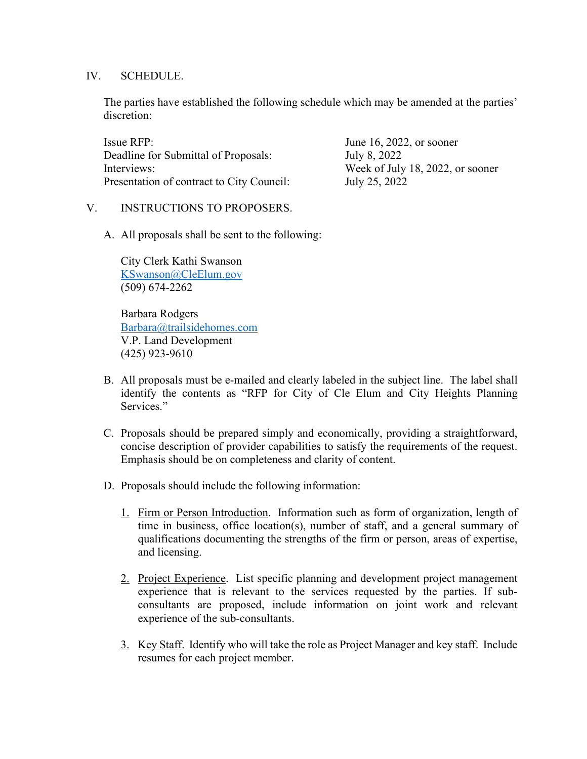## IV. SCHEDULE.

The parties have established the following schedule which may be amended at the parties' discretion:

| | |
|---|---|
| Issue RFP: | June 16, 2022, or sooner |
| Deadline for Submittal of Proposals: | July 8, 2022 |
| Interviews: | Week of July 18, 2022, or sooner |
| Presentation of contract to City Council: | July 25, 2022 |

## V. INSTRUCTIONS TO PROPOSERS.

A. All proposals shall be sent to the following:

City Clerk Kathi Swanson
KSwanson@CleElum.gov
(509) 674-2262

Barbara Rodgers
Barbara@trailsidehomes.com
V.P. Land Development
(425) 923-9610

B. All proposals must be e-mailed and clearly labeled in the subject line. The label shall identify the contents as "RFP for City of Cle Elum and City Heights Planning Services."

C. Proposals should be prepared simply and economically, providing a straightforward, concise description of provider capabilities to satisfy the requirements of the request. Emphasis should be on completeness and clarity of content.

D. Proposals should include the following information:

1. Firm or Person Introduction. Information such as form of organization, length of time in business, office location(s), number of staff, and a general summary of qualifications documenting the strengths of the firm or person, areas of expertise, and licensing.

2. Project Experience. List specific planning and development project management experience that is relevant to the services requested by the parties. If sub-consultants are proposed, include information on joint work and relevant experience of the sub-consultants.

3. Key Staff. Identify who will take the role as Project Manager and key staff. Include resumes for each project member.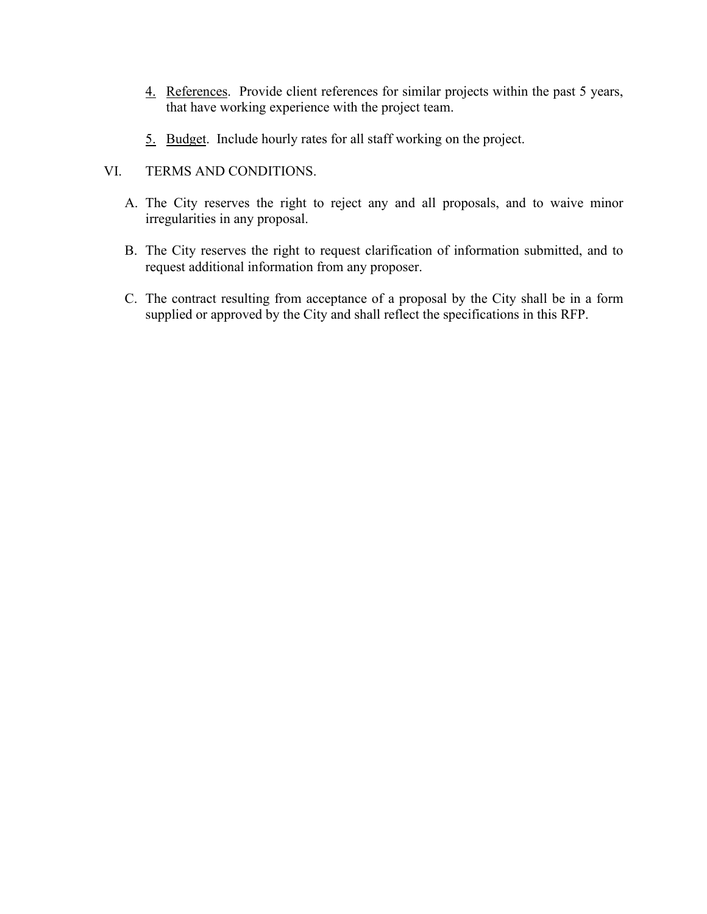4. References. Provide client references for similar projects within the past 5 years, that have working experience with the project team.

5. Budget. Include hourly rates for all staff working on the project.

VI. TERMS AND CONDITIONS.

A. The City reserves the right to reject any and all proposals, and to waive minor irregularities in any proposal.

B. The City reserves the right to request clarification of information submitted, and to request additional information from any proposer.

C. The contract resulting from acceptance of a proposal by the City shall be in a form supplied or approved by the City and shall reflect the specifications in this RFP.